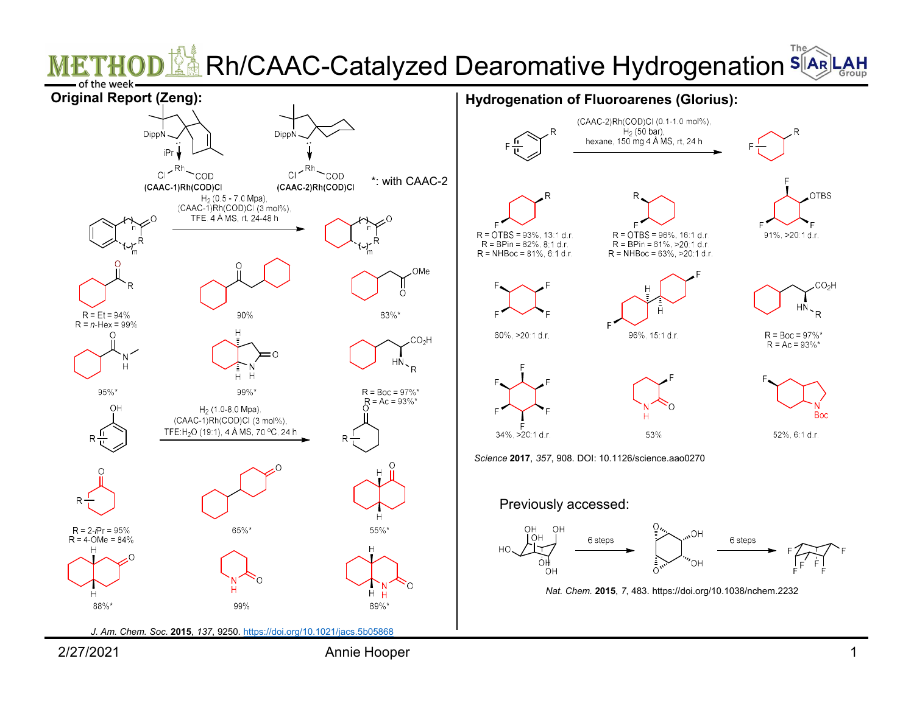# Rh/CAAC-Catalyzed Dearomative Hydrogenation

METHOD of the week

## Original Report (Zeng):

(CAAC-1)Rh(COD)Cl (CAAC-2)Rh(COD)Cl

*: with CAAC-2

$H_2$ (0.5 - 7.0 Mpa), (CAAC-1)Rh(COD)Cl (3 mol%), TFE, 4 Å MS, rt, 24-48 h

R = Et = 94%
R = *n*-Hex = 99%

90%

83%*

95%*

99%*

R = Boc = 97%*
R = Ac = 93%*

$H_2$ (1.0-8.0 Mpa), (CAAC-1)Rh(COD)Cl (3 mol%), TFE:$H_2O$ (19:1), 4 Å MS, 70 ºC, 24 h

R = 2-*i*Pr = 95%
R = 4-OMe = 84%

65%*

55%*

88%*

99%

89%*

*J. Am. Chem. Soc.* **2015**, *137*, 9250. https://doi.org/10.1021/jacs.5b05868

## Hydrogenation of Fluoroarenes (Glorius):

(CAAC-2)Rh(COD)Cl (0.1-1.0 mol%), $H_2$ (50 bar), hexane, 150 mg 4 Å MS, rt, 24 h

R = OTBS = 93%, 13:1 d.r.
R = BPin = 82%, 8:1 d.r.
R = NHBoc = 81%, 6:1 d.r.

R = OTBS = 96%, 16:1 d.r.
R = BPin = 61%, >20:1 d.r.
R = NHBoc = 63%, >20:1 d.r.

91%, >20:1 d.r.

60%, >20:1 d.r.

96%, 15:1 d.r.

R = Boc = 97%*
R = Ac = 93%*

34%, >20:1 d.r.

53%

52%, 6:1 d.r.

*Science* **2017**, *357*, 908. DOI: 10.1126/science.aao0270

Previously accessed:

6 steps → 6 steps

*Nat. Chem.* **2015**, *7*, 483. https://doi.org/10.1038/nchem.2232

2/27/2021 Annie Hooper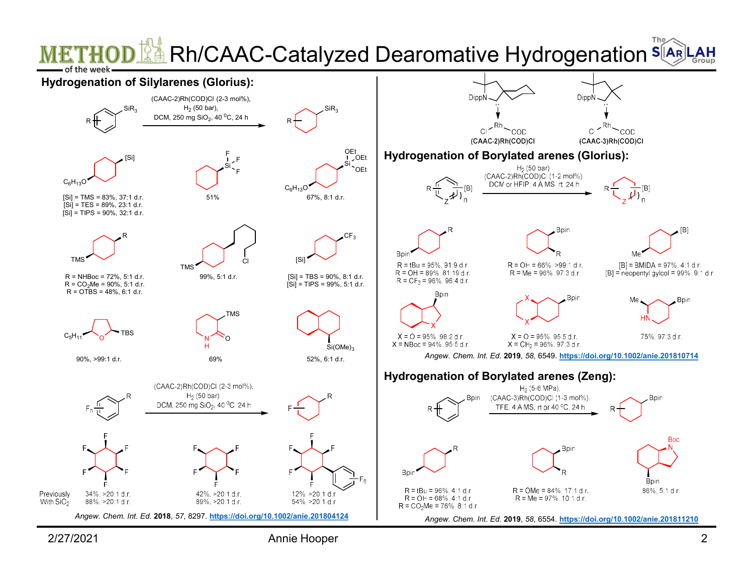# Rh/CAAC-Catalyzed Dearomative Hydrogenation

## Hydrogenation of Silylarenes (Glorius):

(CAAC-2)Rh(COD)Cl (2-3 mol%), $H_2$ (50 bar), DCM, 250 mg $SiO_2$, 40 °C, 24 h

- $C_6H_{13}O$-cyclohexyl-[Si]: [Si] = TMS = 83%, 37:1 d.r.; [Si] = TES = 89%, 23:1 d.r.; [Si] = TIPS = 90%, 32:1 d.r.
- Cyclohexyl-$SiF_3$: 51%
- $C_6H_{13}O$-cyclohexyl-$Si(OEt)_3$: 67%, 8:1 d.r.
- TMS-cyclohexyl-R: R = NHBoc = 72%, 5:1 d.r.; R = $CO_2Me$ = 90%, 5:1 d.r.; R = OTBS = 48%, 6:1 d.r.
- TMS-cyclohexyl-(CH$_2$)$_n$Cl: 99%, 5:1 d.r.
- [Si]-cyclohexyl-$CF_3$: [Si] = TBS = 90%, 8:1 d.r.; [Si] = TIPS = 99%, 5:1 d.r.
- $C_5H_{11}$-tetrahydrofuranyl-TBS: 90%, >99:1 d.r.
- 3-TMS-piperidin-2-one: 69%
- Decalin-$Si(OMe)_3$: 52%, 6:1 d.r.

(CAAC-2)Rh(COD)Cl (2-3 mol%), $H_2$ (50 bar), DCM, 250 mg $SiO_2$, 40 °C, 24 h ($F_n$-arene-R → F-cyclohexane-R)

| | Hexafluorocyclohexane | Tetrafluorocyclohexane | Pentafluorocyclohexyl-$C_6F_5$ |
|---|---|---|---|
| | 34%, >20:1 d.r. | 42%, >20:1 d.r. | 12%, >20:1 d.r. |
| Previously With $SiO_2$ | 88%, >20:1 d.r. | 89%, >20:1 d.r. | 54%, >20:1 d.r. |

*Angew. Chem. Int. Ed.* **2018**, *57*, 8297. https://doi.org/10.1002/anie.201804124

(CAAC-2)Rh(COD)Cl; (CAAC-3)Rh(COD)Cl

## Hydrogenation of Borylated arenes (Glorius):

$H_2$ (50 bar), (CAAC-2)Rh(COD)Cl (1-2 mol%), DCM or HFIP, 4 Å MS, rt, 24 h

- Bpin-cyclohexyl-R (1,4): R = tBu = 95%, 91:9 d.r.; R = OH = 89%, 81:19 d.r.; R = $CF_3$ = 96%, 96:4 d.r.
- Bpin-cyclohexyl-R (1,2): R = OH = 66%, >99:1 d.r.; R = Me = 96%, 97:3 d.r.
- Me-cyclohexyl-[B]: [B] = BMIDA = 97%, 4:1 d.r.; [B] = neopentyl gylcol = 99%, 9:1 d.r.
- Bicyclic X-ring with Bpin: X = O = 95%, 98:2 d.r.; X = NBoc = 94%, 95:5 d.r.
- Bicyclic X,X-ring with Bpin: X = O = 95%, 95:5 d.r.; X = $CH_2$ = 96%, 97:3 d.r.
- 2-Me-5-Bpin-piperidine: 75%, 97:3 d.r.

*Angew. Chem. Int. Ed.* **2019**, *58*, 6549. https://doi.org/10.1002/anie.201810714

## Hydrogenation of Borylated arenes (Zeng):

$H_2$ (5-6 MPa), (CAAC-3)Rh(COD)Cl (1-3 mol%), TFE, 4 Å MS, rt or 40 °C, 24 h

- Bpin-cyclohexyl-R (1,4): R = tBu = 96%, 4:1 d.r.; R = OH = 68%, 4:1 d.r.; R = $CO_2Me$ = 76%, 8:1 d.r.
- Bpin-cyclohexyl-R (1,2): R = OMe = 84%, 17:1 d.r.; R = Me = 97%, 10:1 d.r.
- N-Boc octahydroindole-Bpin: 86%, 5:1 d.r.

*Angew. Chem. Int. Ed.* **2019**, *58*, 6554. https://doi.org/10.1002/anie.201811210

2/27/2021 Annie Hooper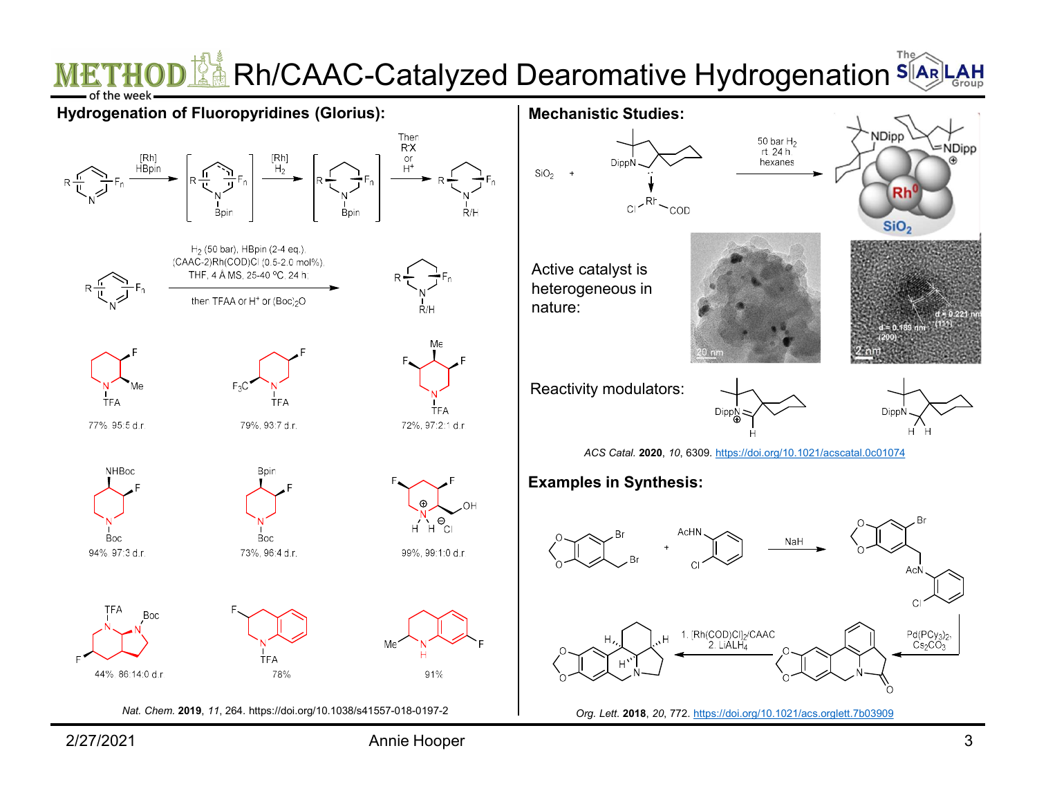# Rh/CAAC-Catalyzed Dearomative Hydrogenation

## Hydrogenation of Fluoropyridines (Glorius):

[Rh] HBpin

[Rh] $H_2$

Then R-X or $H^+$

$H_2$ (50 bar), HBpin (2-4 eq.), (CAAC-2)Rh(COD)Cl (0.5-2.0 mol%), THF, 4 Å MS, 25-40 ºC, 24 h;

then TFAA or $H^+$ or $(Boc)_2O$

77%, 95:5 d.r.

79%, 93:7 d.r.

72%, 97:2:1 d.r.

94%, 97:3 d.r.

73%, 96:4 d.r.

99%, 99:1:0 d.r.

44%, 86:14:0 d.r.

78%

91%

*Nat. Chem.* **2019**, *11*, 264. https://doi.org/10.1038/s41557-018-0197-2

## Mechanistic Studies:

$SiO_2$ +

50 bar $H_2$
rt, 24 h
hexanes

Rh[0]

$SiO_2$

Active catalyst is heterogeneous in nature:

20 nm

2 nm

d = 0.189 nm (200)

d = 0.221 nm (111)

Reactivity modulators:

*ACS Catal.* **2020**, *10*, 6309. https://doi.org/10.1021/acscatal.0c01074

## Examples in Synthesis:

NaH

$Pd(PCy_3)_2$, $Cs_2CO_3$

1. $[Rh(COD)Cl]_2$/CAAC
2. $LiAlH_4$

*Org. Lett.* **2018**, *20*, 772. https://doi.org/10.1021/acs.orglett.7b03909

2/27/2021 Annie Hooper